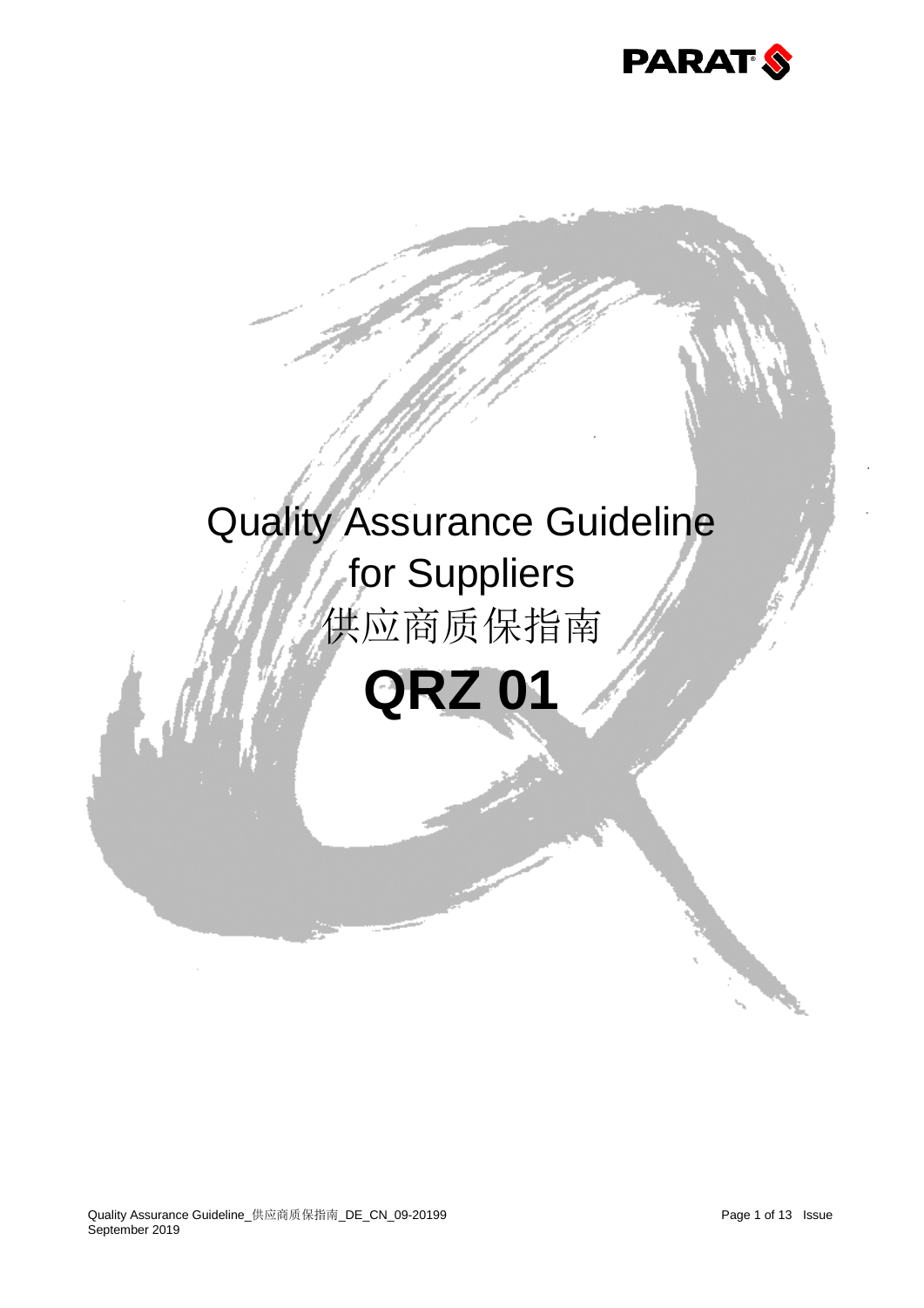# Quality Assurance Guideline for Suppliers

# 供应商质保指南

# QRZ 01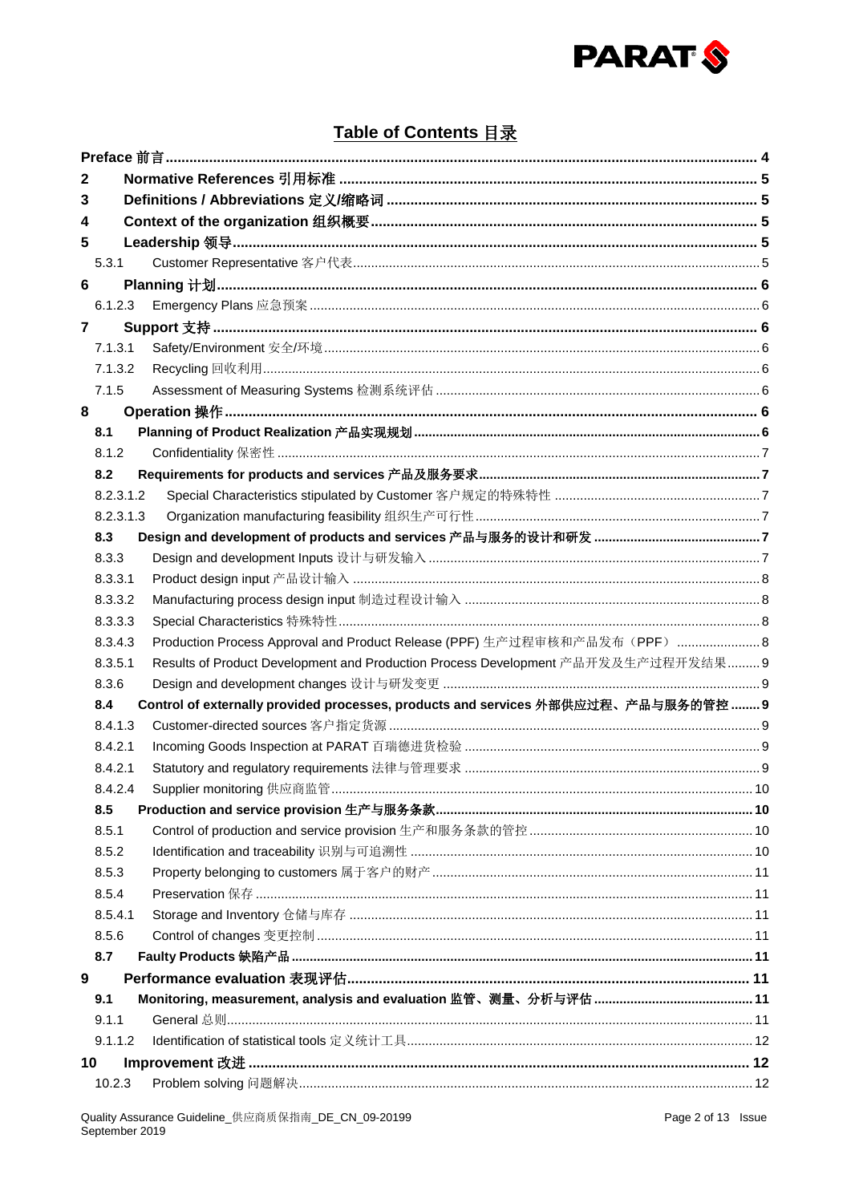## Table of Contents 目录

| | | |
|---|---|---|
| **Preface 前言** | | **4** |
| **2** | **Normative References 引用标准** | **5** |
| **3** | **Definitions / Abbreviations 定义/缩略词** | **5** |
| **4** | **Context of the organization 组织概要** | **5** |
| **5** | **Leadership 领导** | **5** |
| 5.3.1 | Customer Representative 客户代表 | 5 |
| **6** | **Planning 计划** | **6** |
| 6.1.2.3 | Emergency Plans 应急预案 | 6 |
| **7** | **Support 支持** | **6** |
| 7.1.3.1 | Safety/Environment 安全/环境 | 6 |
| 7.1.3.2 | Recycling 回收利用 | 6 |
| 7.1.5 | Assessment of Measuring Systems 检测系统评估 | 6 |
| **8** | **Operation 操作** | **6** |
| **8.1** | **Planning of Product Realization 产品实现规划** | **6** |
| 8.1.2 | Confidentiality 保密性 | 7 |
| **8.2** | **Requirements for products and services 产品及服务要求** | **7** |
| 8.2.3.1.2 | Special Characteristics stipulated by Customer 客户规定的特殊特性 | 7 |
| 8.2.3.1.3 | Organization manufacturing feasibility 组织生产可行性 | 7 |
| **8.3** | **Design and development of products and services 产品与服务的设计和研发** | **7** |
| 8.3.3 | Design and development Inputs 设计与研发输入 | 7 |
| 8.3.3.1 | Product design input 产品设计输入 | 8 |
| 8.3.3.2 | Manufacturing process design input 制造过程设计输入 | 8 |
| 8.3.3.3 | Special Characteristics 特殊特性 | 8 |
| 8.3.4.3 | Production Process Approval and Product Release (PPF) 生产过程审核和产品发布（PPF） | 8 |
| 8.3.5.1 | Results of Product Development and Production Process Development 产品开发及生产过程开发结果 | 9 |
| 8.3.6 | Design and development changes 设计与研发变更 | 9 |
| **8.4** | **Control of externally provided processes, products and services 外部供应过程、产品与服务的管控** | **9** |
| 8.4.1.3 | Customer-directed sources 客户指定货源 | 9 |
| 8.4.2.1 | Incoming Goods Inspection at PARAT 百瑞德进货检验 | 9 |
| 8.4.2.1 | Statutory and regulatory requirements 法律与管理要求 | 9 |
| 8.4.2.4 | Supplier monitoring 供应商监管 | 10 |
| **8.5** | **Production and service provision 生产与服务条款** | **10** |
| 8.5.1 | Control of production and service provision 生产和服务条款的管控 | 10 |
| 8.5.2 | Identification and traceability 识别与可追溯性 | 10 |
| 8.5.3 | Property belonging to customers 属于客户的财产 | 11 |
| 8.5.4 | Preservation 保存 | 11 |
| 8.5.4.1 | Storage and Inventory 仓储与库存 | 11 |
| 8.5.6 | Control of changes 变更控制 | 11 |
| **8.7** | **Faulty Products 缺陷产品** | **11** |
| **9** | **Performance evaluation 表现评估** | **11** |
| **9.1** | **Monitoring, measurement, analysis and evaluation 监管、测量、分析与评估** | **11** |
| 9.1.1 | General 总则 | 11 |
| 9.1.1.2 | Identification of statistical tools 定义统计工具 | 12 |
| **10** | **Improvement 改进** | **12** |
| 10.2.3 | Problem solving 问题解决 | 12 |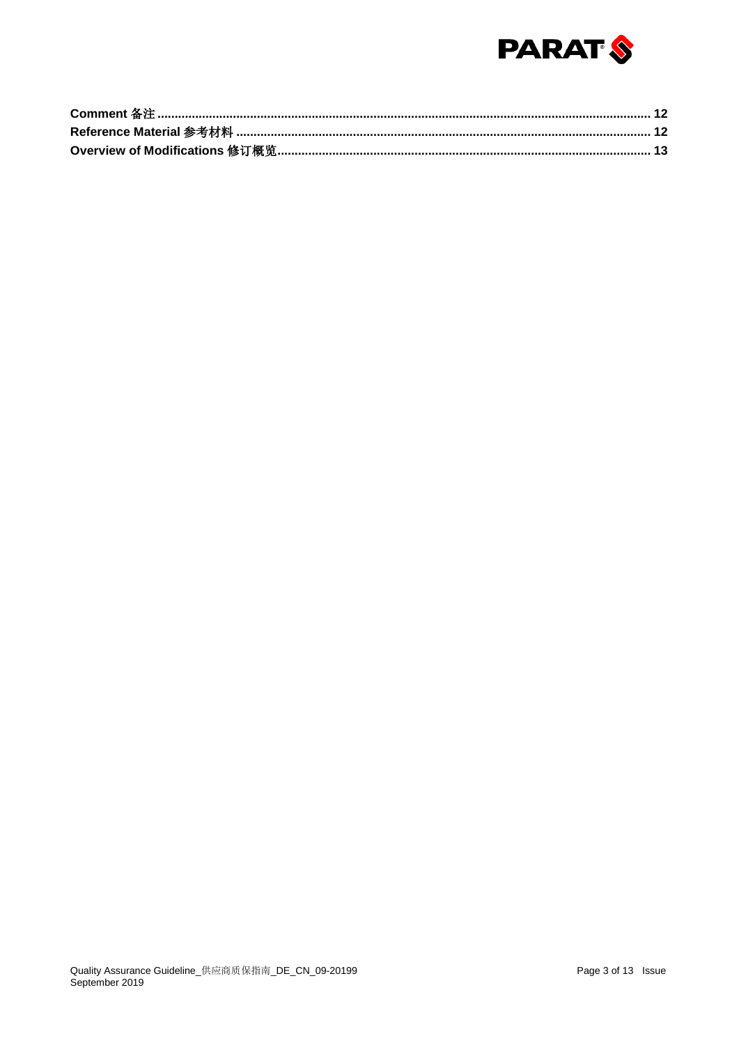**Comment 备注 ............................................................................................................................................. 12**
**Reference Material 参考材料 ........................................................................................................................ 12**
**Overview of Modifications 修订概览............................................................................................................. 13**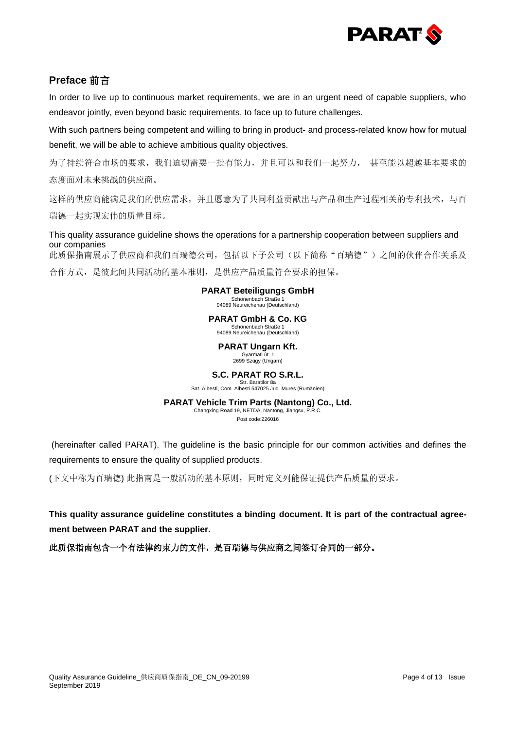## Preface 前言

In order to live up to continuous market requirements, we are in an urgent need of capable suppliers, who endeavor jointly, even beyond basic requirements, to face up to future challenges.

With such partners being competent and willing to bring in product- and process-related know how for mutual benefit, we will be able to achieve ambitious quality objectives.

为了持续符合市场的要求，我们迫切需要一批有能力，并且可以和我们一起努力， 甚至能以超越基本要求的态度面对未来挑战的供应商。

这样的供应商能满足我们的供应需求，并且愿意为了共同利益贡献出与产品和生产过程相关的专利技术，与百瑞德一起实现宏伟的质量目标。

This quality assurance guideline shows the operations for a partnership cooperation between suppliers and our companies

此质保指南展示了供应商和我们百瑞德公司，包括以下子公司（以下简称“百瑞德”）之间的伙伴合作关系及合作方式，是彼此间共同活动的基本准则，是供应产品质量符合要求的担保。

**PARAT Beteiligungs GmbH**
Schönenbach Straße 1
94089 Neureichenau (Deutschland)

**PARAT GmbH & Co. KG**
Schönenbach Straße 1
94089 Neureichenau (Deutschland)

**PARAT Ungarn Kft.**
Gyarmati út. 1
2699 Szügy (Ungarn)

**S.C. PARAT RO S.R.L.**
Str. Baratilor 8a
Sat. Albesti, Com. Albesti 547025 Jud. Mures (Rumänien)

**PARAT Vehicle Trim Parts (Nantong) Co., Ltd.**
Changxing Road 19, NETDA, Nantong, Jiangsu, P.R.C.
Post code:226016

(hereinafter called PARAT). The guideline is the basic principle for our common activities and defines the requirements to ensure the quality of supplied products.

(下文中称为百瑞德) 此指南是一般活动的基本原则，同时定义列能保证提供产品质量的要求。

**This quality assurance guideline constitutes a binding document. It is part of the contractual agreement between PARAT and the supplier.**

**此质保指南包含一个有法律约束力的文件，是百瑞德与供应商之间签订合同的一部分。**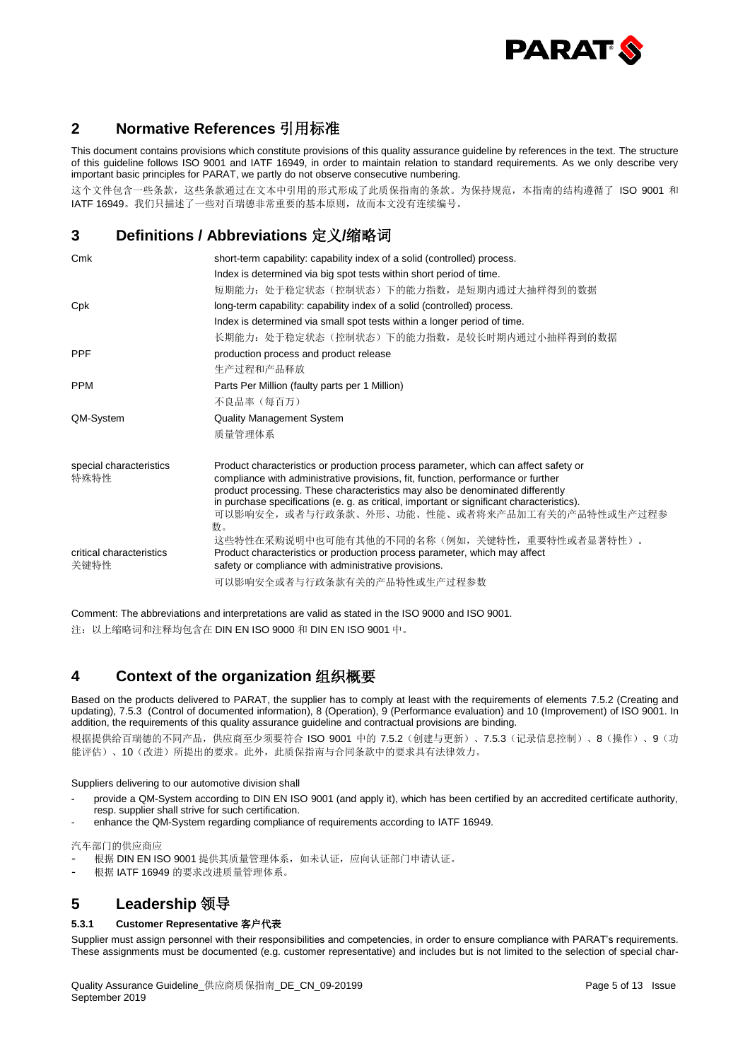## 2 Normative References 引用标准

This document contains provisions which constitute provisions of this quality assurance guideline by references in the text. The structure of this guideline follows ISO 9001 and IATF 16949, in order to maintain relation to standard requirements. As we only describe very important basic principles for PARAT, we partly do not observe consecutive numbering.

这个文件包含一些条款，这些条款通过在文本中引用的形式形成了此质保指南的条款。为保持规范，本指南的结构遵循了 ISO 9001 和 IATF 16949。我们只描述了一些对百瑞德非常重要的基本原则，故而本文没有连续编号。

## 3 Definitions / Abbreviations 定义/缩略词

| | |
|---|---|
| Cmk | short-term capability: capability index of a solid (controlled) process.<br>Index is determined via big spot tests within short period of time.<br>短期能力：处于稳定状态（控制状态）下的能力指数，是短期内通过大抽样得到的数据 |
| Cpk | long-term capability: capability index of a solid (controlled) process.<br>Index is determined via small spot tests within a longer period of time.<br>长期能力：处于稳定状态（控制状态）下的能力指数，是较长时期内通过小抽样得到的数据 |
| PPF | production process and product release<br>生产过程和产品释放 |
| PPM | Parts Per Million (faulty parts per 1 Million)<br>不良品率（每百万） |
| QM-System | Quality Management System<br>质量管理体系 |
| special characteristics<br>特殊特性 | Product characteristics or production process parameter, which can affect safety or compliance with administrative provisions, fit, function, performance or further product processing. These characteristics may also be denominated differently in purchase specifications (e. g. as critical, important or significant characteristics).<br>可以影响安全，或者与行政条款、外形、功能、性能、或者将来产品加工有关的产品特性或生产过程参数。<br>这些特性在采购说明中也可能有其他的不同的名称（例如，关键特性，重要特性或者显著特性）。 |
| critical characteristics<br>关键特性 | Product characteristics or production process parameter, which may affect safety or compliance with administrative provisions.<br>可以影响安全或者与行政条款有关的产品特性或生产过程参数 |

Comment: The abbreviations and interpretations are valid as stated in the ISO 9000 and ISO 9001.

注：以上缩略词和注释均包含在 DIN EN ISO 9000 和 DIN EN ISO 9001 中。

## 4 Context of the organization 组织概要

Based on the products delivered to PARAT, the supplier has to comply at least with the requirements of elements 7.5.2 (Creating and updating), 7.5.3 (Control of documented information), 8 (Operation), 9 (Performance evaluation) and 10 (Improvement) of ISO 9001. In addition, the requirements of this quality assurance guideline and contractual provisions are binding.

根据提供给百瑞德的不同产品，供应商至少须要符合 ISO 9001 中的 7.5.2（创建与更新）、7.5.3（记录信息控制）、8（操作）、9（功能评估）、10（改进）所提出的要求。此外，此质保指南与合同条款中的要求具有法律效力。

Suppliers delivering to our automotive division shall

- provide a QM-System according to DIN EN ISO 9001 (and apply it), which has been certified by an accredited certificate authority, resp. supplier shall strive for such certification.
- enhance the QM-System regarding compliance of requirements according to IATF 16949.

汽车部门的供应商应

- 根据 DIN EN ISO 9001 提供其质量管理体系，如未认证，应向认证部门申请认证。
- 根据 IATF 16949 的要求改进质量管理体系。

## 5 Leadership 领导

### 5.3.1 Customer Representative 客户代表

Supplier must assign personnel with their responsibilities and competencies, in order to ensure compliance with PARAT's requirements. These assignments must be documented (e.g. customer representative) and includes but is not limited to the selection of special char-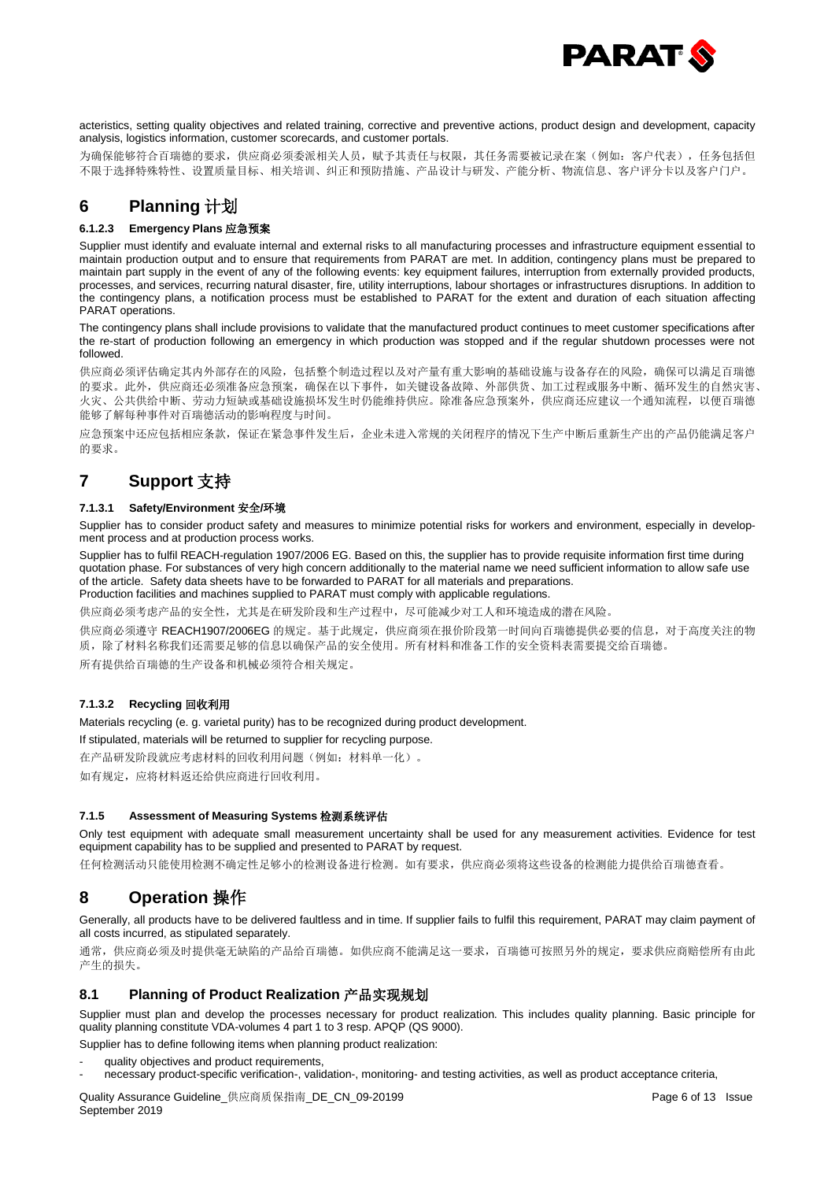acteristics, setting quality objectives and related training, corrective and preventive actions, product design and development, capacity analysis, logistics information, customer scorecards, and customer portals.

为确保能够符合百瑞德的要求，供应商必须委派相关人员，赋予其责任与权限，其任务需要被记录在案（例如：客户代表），任务包括但不限于选择特殊特性、设置质量目标、相关培训、纠正和预防措施、产品设计与研发、产能分析、物流信息、客户评分卡以及客户门户。

# 6 Planning 计划

#### 6.1.2.3 Emergency Plans 应急预案

Supplier must identify and evaluate internal and external risks to all manufacturing processes and infrastructure equipment essential to maintain production output and to ensure that requirements from PARAT are met. In addition, contingency plans must be prepared to maintain part supply in the event of any of the following events: key equipment failures, interruption from externally provided products, processes, and services, recurring natural disaster, fire, utility interruptions, labour shortages or infrastructures disruptions. In addition to the contingency plans, a notification process must be established to PARAT for the extent and duration of each situation affecting PARAT operations.

The contingency plans shall include provisions to validate that the manufactured product continues to meet customer specifications after the re-start of production following an emergency in which production was stopped and if the regular shutdown processes were not followed.

供应商必须评估确定其内外部存在的风险，包括整个制造过程以及对产量有重大影响的基础设施与设备存在的风险，确保可以满足百瑞德的要求。此外，供应商还必须准备应急预案，确保在以下事件，如关键设备故障、外部供货、加工过程或服务中断、循环发生的自然灾害、火灾、公共供给中断、劳动力短缺或基础设施损坏发生时仍能维持供应。除准备应急预案外，供应商还应建议一个通知流程，以便百瑞德能够了解每种事件对百瑞德活动的影响程度与时间。

应急预案中还应包括相应条款，保证在紧急事件发生后，企业未进入常规的关闭程序的情况下生产中断后重新生产出的产品仍能满足客户的要求。

# 7 Support 支持

#### 7.1.3.1 Safety/Environment 安全/环境

Supplier has to consider product safety and measures to minimize potential risks for workers and environment, especially in development process and at production process works.

Supplier has to fulfil REACH-regulation 1907/2006 EG. Based on this, the supplier has to provide requisite information first time during quotation phase. For substances of very high concern additionally to the material name we need sufficient information to allow safe use of the article. Safety data sheets have to be forwarded to PARAT for all materials and preparations.
Production facilities and machines supplied to PARAT must comply with applicable regulations.

供应商必须考虑产品的安全性，尤其是在研发阶段和生产过程中，尽可能减少对工人和环境造成的潜在风险。

供应商必须遵守 REACH1907/2006EG 的规定。基于此规定，供应商须在报价阶段第一时间向百瑞德提供必要的信息，对于高度关注的物质，除了材料名称我们还需要足够的信息以确保产品的安全使用。所有材料和准备工作的安全资料表需要提交给百瑞德。

所有提供给百瑞德的生产设备和机械必须符合相关规定。

#### 7.1.3.2 Recycling 回收利用

Materials recycling (e. g. varietal purity) has to be recognized during product development.

If stipulated, materials will be returned to supplier for recycling purpose.

在产品研发阶段就应考虑材料的回收利用问题（例如：材料单一化）。

如有规定，应将材料返还给供应商进行回收利用。

#### 7.1.5 Assessment of Measuring Systems 检测系统评估

Only test equipment with adequate small measurement uncertainty shall be used for any measurement activities. Evidence for test equipment capability has to be supplied and presented to PARAT by request.

任何检测活动只能使用检测不确定性足够小的检测设备进行检测。如有要求，供应商必须将这些设备的检测能力提供给百瑞德查看。

# 8 Operation 操作

Generally, all products have to be delivered faultless and in time. If supplier fails to fulfil this requirement, PARAT may claim payment of all costs incurred, as stipulated separately.

通常，供应商必须及时提供毫无缺陷的产品给百瑞德。如供应商不能满足这一要求，百瑞德可按照另外的规定，要求供应商赔偿所有由此产生的损失。

## 8.1 Planning of Product Realization 产品实现规划

Supplier must plan and develop the processes necessary for product realization. This includes quality planning. Basic principle for quality planning constitute VDA-volumes 4 part 1 to 3 resp. APQP (QS 9000).

Supplier has to define following items when planning product realization:

- quality objectives and product requirements,
- necessary product-specific verification-, validation-, monitoring- and testing activities, as well as product acceptance criteria,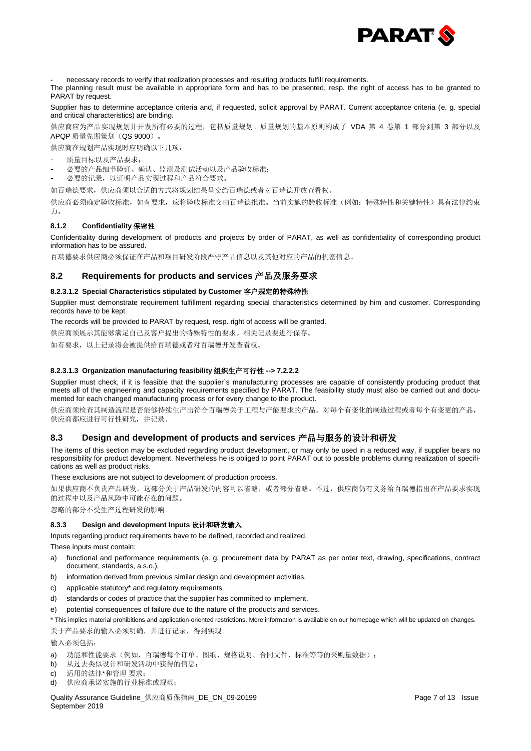- necessary records to verify that realization processes and resulting products fulfill requirements.

The planning result must be available in appropriate form and has to be presented, resp. the right of access has to be granted to PARAT by request.

Supplier has to determine acceptance criteria and, if requested, solicit approval by PARAT. Current acceptance criteria (e. g. special and critical characteristics) are binding.

供应商应为产品实现规划并开发所有必要的过程，包括质量规划。质量规划的基本原则构成了 VDA 第 4 卷第 1 部分到第 3 部分以及 APQP 质量先期策划（QS 9000）。

供应商在规划产品实现时应明确以下几项：

- 质量目标以及产品要求；
- 必要的产品细节验证、确认、监测及测试活动以及产品验收标准；
- 必要的记录，以证明产品实现过程和产品符合要求。

如百瑞德要求，供应商须以合适的方式将规划结果呈交给百瑞德或者对百瑞德开放查看权。

供应商必须确定验收标准，如有要求，应将验收标准交由百瑞德批准。当前实施的验收标准（例如：特殊特性和关键特性）具有法律约束力。

#### 8.1.2 Confidentiality 保密性

Confidentiality during development of products and projects by order of PARAT, as well as confidentiality of corresponding product information has to be assured.

百瑞德要求供应商必须保证在产品和项目研发阶段严守产品信息以及其他对应的产品的机密信息。

## 8.2 Requirements for products and services 产品及服务要求

#### 8.2.3.1.2 Special Characteristics stipulated by Customer 客户规定的特殊特性

Supplier must demonstrate requirement fulfillment regarding special characteristics determined by him and customer. Corresponding records have to be kept.

The records will be provided to PARAT by request, resp. right of access will be granted.

供应商须展示其能够满足自己及客户提出的特殊特性的要求。相关记录要进行保存。

如有要求，以上记录将会被提供给百瑞德或者对百瑞德开发查看权。

#### 8.2.3.1.3 Organization manufacturing feasibility 组织生产可行性 --> 7.2.2.2

Supplier must check, if it is feasible that the supplier`s manufacturing processes are capable of consistently producing product that meets all of the engineering and capacity requirements specified by PARAT. The feasibility study must also be carried out and documented for each changed manufacturing process or for every change to the product.

供应商须检查其制造流程是否能够持续生产出符合百瑞德关于工程与产能要求的产品。对每个有变化的制造过程或者每个有变更的产品，供应商都应进行可行性研究，并记录。

## 8.3 Design and development of products and services 产品与服务的设计和研发

The items of this section may be excluded regarding product development, or may only be used in a reduced way, if supplier bears no responsibility for product development. Nevertheless he is obliged to point PARAT out to possible problems during realization of specifications as well as product risks.

These exclusions are not subject to development of production process.

如果供应商不负责产品研发，这部分关于产品研发的内容可以省略，或者部分省略。不过，供应商仍有义务给百瑞德指出在产品要求实现的过程中以及产品风险中可能存在的问题。

忽略的部分不受生产过程研发的影响。

#### 8.3.3 Design and development Inputs 设计和研发输入

Inputs regarding product requirements have to be defined, recorded and realized.

These inputs must contain:

a) functional and performance requirements (e. g. procurement data by PARAT as per order text, drawing, specifications, contract document, standards, a.s.o.),
b) information derived from previous similar design and development activities,
c) applicable statutory* and regulatory requirements,
d) standards or codes of practice that the supplier has committed to implement,
e) potential consequences of failure due to the nature of the products and services.

\* This implies material prohibitions and application-oriented restrictions. More information is available on our homepage which will be updated on changes.

关于产品要求的输入必须明确，并进行记录，得到实现。

输入必须包括：

a) 功能和性能要求（例如，百瑞德每个订单、图纸、规格说明、合同文件、标准等等的采购量数据）；
b) 从过去类似设计和研发活动中获得的信息；
c) 适用的法律*和管理 要求；
d) 供应商承诺实施的行业标准或规范；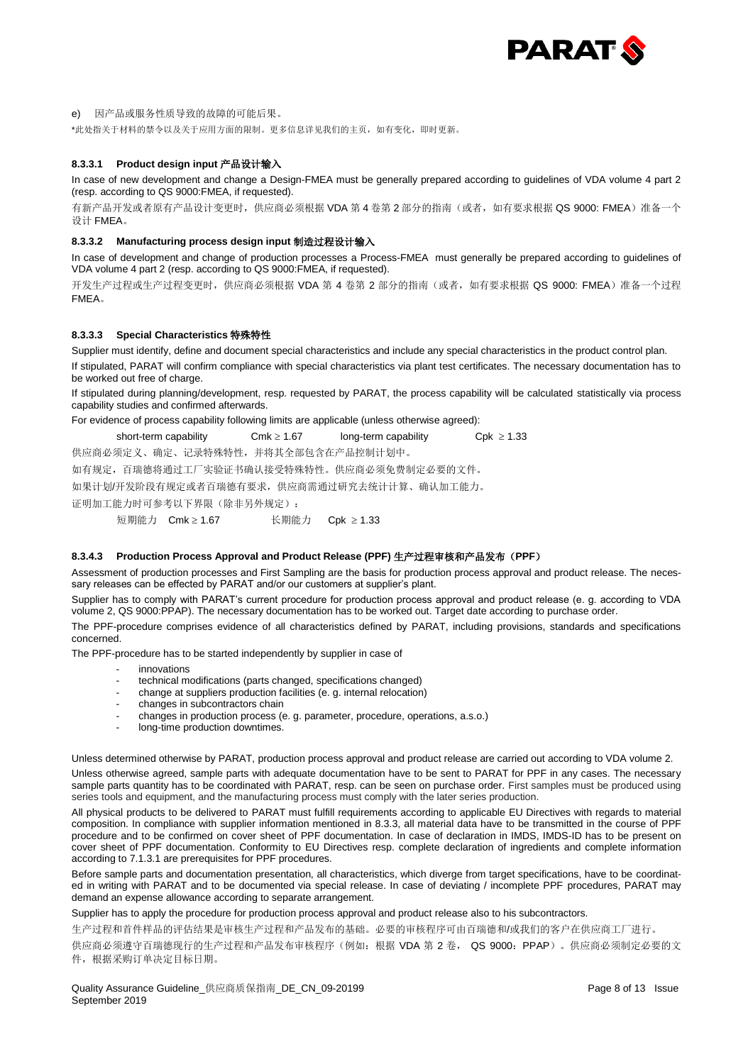e)　因产品或服务性质导致的故障的可能后果。

*此处指关于材料的禁令以及关于应用方面的限制。更多信息详见我们的主页，如有变化，即时更新。

#### 8.3.3.1 Product design input 产品设计输入

In case of new development and change a Design-FMEA must be generally prepared according to guidelines of VDA volume 4 part 2 (resp. according to QS 9000:FMEA, if requested).

有新产品开发或者原有产品设计变更时，供应商必须根据 VDA 第 4 卷第 2 部分的指南（或者，如有要求根据 QS 9000: FMEA）准备一个设计 FMEA。

#### 8.3.3.2 Manufacturing process design input 制造过程设计输入

In case of development and change of production processes a Process-FMEA must generally be prepared according to guidelines of VDA volume 4 part 2 (resp. according to QS 9000:FMEA, if requested).

开发生产过程或生产过程变更时，供应商必须根据 VDA 第 4 卷第 2 部分的指南（或者，如有要求根据 QS 9000: FMEA）准备一个过程 FMEA。

#### 8.3.3.3 Special Characteristics 特殊特性

Supplier must identify, define and document special characteristics and include any special characteristics in the product control plan.

If stipulated, PARAT will confirm compliance with special characteristics via plant test certificates. The necessary documentation has to be worked out free of charge.

If stipulated during planning/development, resp. requested by PARAT, the process capability will be calculated statistically via process capability studies and confirmed afterwards.

For evidence of process capability following limits are applicable (unless otherwise agreed):

short-term capability　Cmk ≥ 1.67　　long-term capability　Cpk ≥ 1.33

供应商必须定义、确定、记录特殊特性，并将其全部包含在产品控制计划中。

如有规定，百瑞德将通过工厂实验证书确认接受特殊特性。供应商必须免费制定必要的文件。

如果计划/开发阶段有规定或者百瑞德有要求，供应商需通过研究去统计计算、确认加工能力。

证明加工能力时可参考以下界限（除非另外规定）：

短期能力　Cmk ≥ 1.67　　长期能力　Cpk ≥ 1.33

#### 8.3.4.3 Production Process Approval and Product Release (PPF) 生产过程审核和产品发布（PPF）

Assessment of production processes and First Sampling are the basis for production process approval and product release. The necessary releases can be effected by PARAT and/or our customers at supplier's plant.

Supplier has to comply with PARAT's current procedure for production process approval and product release (e. g. according to VDA volume 2, QS 9000:PPAP). The necessary documentation has to be worked out. Target date according to purchase order.

The PPF-procedure comprises evidence of all characteristics defined by PARAT, including provisions, standards and specifications concerned.

The PPF-procedure has to be started independently by supplier in case of

- innovations
- technical modifications (parts changed, specifications changed)
- change at suppliers production facilities (e. g. internal relocation)
- changes in subcontractors chain
- changes in production process (e. g. parameter, procedure, operations, a.s.o.)
- long-time production downtimes.

Unless determined otherwise by PARAT, production process approval and product release are carried out according to VDA volume 2.

Unless otherwise agreed, sample parts with adequate documentation have to be sent to PARAT for PPF in any cases. The necessary sample parts quantity has to be coordinated with PARAT, resp. can be seen on purchase order. First samples must be produced using series tools and equipment, and the manufacturing process must comply with the later series production.

All physical products to be delivered to PARAT must fulfill requirements according to applicable EU Directives with regards to material composition. In compliance with supplier information mentioned in 8.3.3, all material data have to be transmitted in the course of PPF procedure and to be confirmed on cover sheet of PPF documentation. In case of declaration in IMDS, IMDS-ID has to be present on cover sheet of PPF documentation. Conformity to EU Directives resp. complete declaration of ingredients and complete information according to 7.1.3.1 are prerequisites for PPF procedures.

Before sample parts and documentation presentation, all characteristics, which diverge from target specifications, have to be coordinated in writing with PARAT and to be documented via special release. In case of deviating / incomplete PPF procedures, PARAT may demand an expense allowance according to separate arrangement.

Supplier has to apply the procedure for production process approval and product release also to his subcontractors.

生产过程和首件样品的评估结果是审核生产过程和产品发布的基础。必要的审核程序可由百瑞德和/或我们的客户在供应商工厂进行。

供应商必须遵守百瑞德现行的生产过程和产品发布审核程序（例如：根据 VDA 第 2 卷， QS 9000：PPAP）。供应商必须制定必要的文件，根据采购订单决定目标日期。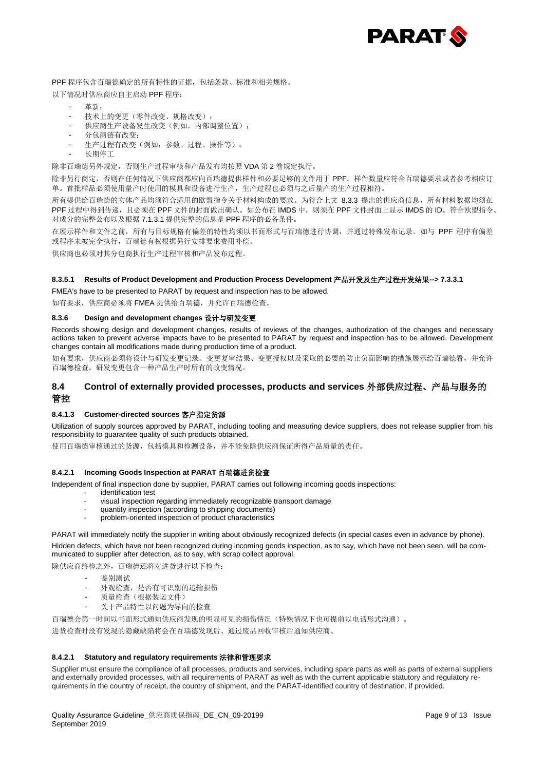PPF 程序包含百瑞德确定的所有特性的证据，包括条款、标准和相关规格。

以下情况时供应商应自主启动 PPF 程序：

- 革新；
- 技术上的变更（零件改变、规格改变）；
- 供应商生产设备发生改变（例如，内部调整位置）；
- 分包商链有改变；
- 生产过程有改变（例如：参数、过程、操作等）；
- 长期停工

除非百瑞德另外规定，否则生产过程审核和产品发布均按照 VDA 第 2 卷规定执行。

除非另行商定，否则在任何情况下供应商都应向百瑞德提供样件和必要足够的文件用于 PPF。样件数量应符合百瑞德要求或者参考相应订单。首批样品必须使用量产时使用的模具和设备进行生产，生产过程也必须与之后量产的生产过程相符。

所有提供给百瑞德的实体产品均须符合适用的欧盟指令关于材料构成的要求。为符合上文 8.3.3 提出的供应商信息，所有材料数据均须在 PPF 过程中得到传递，且必须在 PPF 文件的封面做出确认。如公布在 IMDS 中，则须在 PPF 文件封面上显示 IMDS 的 ID。符合欧盟指令、成分的完整公布以及根据 7.1.3.1 提供完整的信息是 PPF 程序的必备条件。

在展示样件和文件之前，所有与目标规格有偏差的特性均须以书面形式与百瑞德进行协调，并通过特殊发布记录。如与 PPF 程序有偏差或程序未被完全执行，百瑞德有权根据另行安排要求费用补偿。

供应商也必须对其分包商执行生产过程审核和产品发布过程。

#### 8.3.5.1 Results of Product Development and Production Process Development 产品开发及生产过程开发结果--> 7.3.3.1

FMEA's have to be presented to PARAT by request and inspection has to be allowed.

如有要求，供应商必须将 FMEA 提供给百瑞德，并允许百瑞德检查。

#### 8.3.6 Design and development changes 设计与研发变更

Records showing design and development changes, results of reviews of the changes, authorization of the changes and necessary actions taken to prevent adverse impacts have to be presented to PARAT by request and inspection has to be allowed. Development changes contain all modifications made during production time of a product.

如有要求，供应商必须将设计与研发变更记录、变更复审结果、变更授权以及采取的必要的防止负面影响的措施展示给百瑞德看，并允许百瑞德检查。研发变更包含一种产品生产时所有的改变情况。

## 8.4 Control of externally provided processes, products and services 外部供应过程、产品与服务的管控

#### 8.4.1.3 Customer-directed sources 客户指定货源

Utilization of supply sources approved by PARAT, including tooling and measuring device suppliers, does not release supplier from his responsibility to guarantee quality of such products obtained.

使用百瑞德审核通过的货源，包括模具和检测设备，并不能免除供应商保证所得产品质量的责任。

#### 8.4.2.1 Incoming Goods Inspection at PARAT 百瑞德进货检查

Independent of final inspection done by supplier, PARAT carries out following incoming goods inspections:

- identification test
- visual inspection regarding immediately recognizable transport damage
- quantity inspection (according to shipping documents)
- problem-oriented inspection of product characteristics

PARAT will immediately notify the supplier in writing about obviously recognized defects (in special cases even in advance by phone).

Hidden defects, which have not been recognized during incoming goods inspection, as to say, which have not been seen, will be communicated to supplier after detection, as to say, with scrap collect approval.

除供应商终检之外，百瑞德还将对进货进行以下检查：

- 鉴别测试
- 外观检查，是否有可识别的运输损伤
- 质量检查（根据装运文件）
- 关于产品特性以问题为导向的检查

百瑞德会第一时间以书面形式通知供应商发现的明显可见的损伤情况（特殊情况下也可提前以电话形式沟通）。

进货检查时没有发现的隐藏缺陷将会在百瑞德发现后、通过废品回收审核后通知供应商。

#### 8.4.2.1 Statutory and regulatory requirements 法律和管理要求

Supplier must ensure the compliance of all processes, products and services, including spare parts as well as parts of external suppliers and externally provided processes, with all requirements of PARAT as well as with the current applicable statutory and regulatory requirements in the country of receipt, the country of shipment, and the PARAT-identified country of destination, if provided.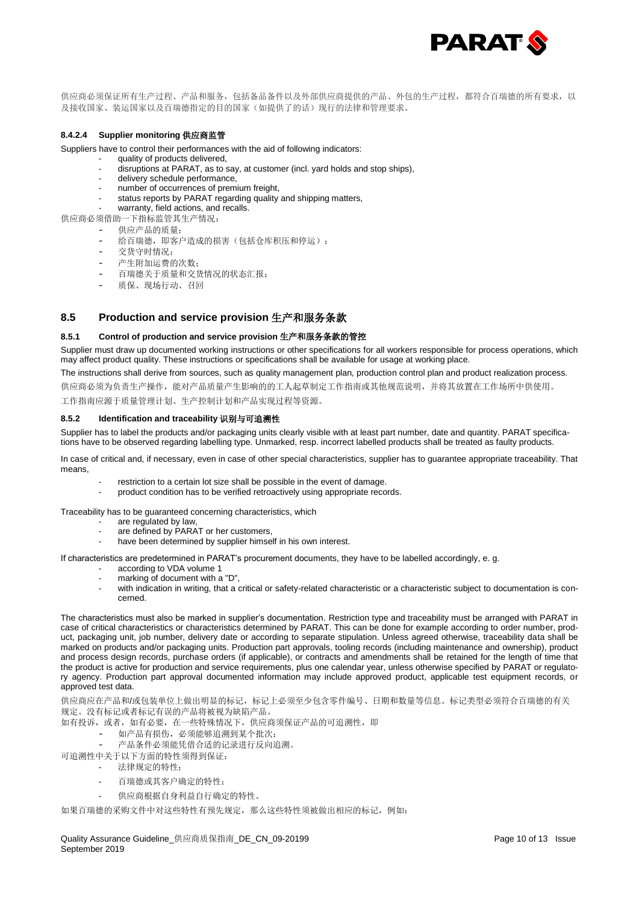供应商必须保证所有生产过程、产品和服务，包括备品备件以及外部供应商提供的产品、外包的生产过程，都符合百瑞德的所有要求，以及接收国家、装运国家以及百瑞德指定的目的国家（如提供了的话）现行的法律和管理要求。

#### 8.4.2.4 Supplier monitoring 供应商监管

Suppliers have to control their performances with the aid of following indicators:

- quality of products delivered,
- disruptions at PARAT, as to say, at customer (incl. yard holds and stop ships),
- delivery schedule performance,
- number of occurrences of premium freight,
- status reports by PARAT regarding quality and shipping matters,
- warranty, field actions, and recalls.

供应商必须借助一下指标监管其生产情况：

- 供应产品的质量；
- 给百瑞德，即客户造成的损害（包括仓库积压和停运）；
- 交货守时情况；
- 产生附加运费的次数；
- 百瑞德关于质量和交货情况的状态汇报；
- 质保、现场行动、召回

## 8.5 Production and service provision 生产和服务条款

### 8.5.1 Control of production and service provision 生产和服务条款的管控

Supplier must draw up documented working instructions or other specifications for all workers responsible for process operations, which may affect product quality. These instructions or specifications shall be available for usage at working place.

The instructions shall derive from sources, such as quality management plan, production control plan and product realization process.

供应商必须为负责生产操作，能对产品质量产生影响的的工人起草制定工作指南或其他规范说明，并将其放置在工作场所中供使用。

工作指南应源于质量管理计划、生产控制计划和产品实现过程等资源。

### 8.5.2 Identification and traceability 识别与可追溯性

Supplier has to label the products and/or packaging units clearly visible with at least part number, date and quantity. PARAT specifications have to be observed regarding labelling type. Unmarked, resp. incorrect labelled products shall be treated as faulty products.

In case of critical and, if necessary, even in case of other special characteristics, supplier has to guarantee appropriate traceability. That means,

- restriction to a certain lot size shall be possible in the event of damage.
- product condition has to be verified retroactively using appropriate records.

Traceability has to be guaranteed concerning characteristics, which

- are regulated by law,
- are defined by PARAT or her customers,
- have been determined by supplier himself in his own interest.

If characteristics are predetermined in PARAT's procurement documents, they have to be labelled accordingly, e. g.

- according to VDA volume 1
- marking of document with a "D",
- with indication in writing, that a critical or safety-related characteristic or a characteristic subject to documentation is concerned.

The characteristics must also be marked in supplier's documentation. Restriction type and traceability must be arranged with PARAT in case of critical characteristics or characteristics determined by PARAT. This can be done for example according to order number, product, packaging unit, job number, delivery date or according to separate stipulation. Unless agreed otherwise, traceability data shall be marked on products and/or packaging units. Production part approvals, tooling records (including maintenance and ownership), product and process design records, purchase orders (if applicable), or contracts and amendments shall be retained for the length of time that the product is active for production and service requirements, plus one calendar year, unless otherwise specified by PARAT or regulatory agency. Production part approval documented information may include approved product, applicable test equipment records, or approved test data.

供应商应在产品和/或包装单位上做出明显的标记，标记上必须至少包含零件编号、日期和数量等信息。标记类型必须符合百瑞德的有关规定。没有标记或者标记有误的产品将被视为缺陷产品。

如有投诉，或者，如有必要，在一些特殊情况下，供应商须保证产品的可追溯性，即

- 如产品有损伤，必须能够追溯到某个批次；
- 产品条件必须能凭借合适的记录进行反向追溯。

可追溯性中关于以下方面的特性须得到保证：

- 法律规定的特性；
- 百瑞德或其客户确定的特性；
- 供应商根据自身利益自行确定的特性。

如果百瑞德的采购文件中对这些特性有预先规定，那么这些特性须被做出相应的标记，例如：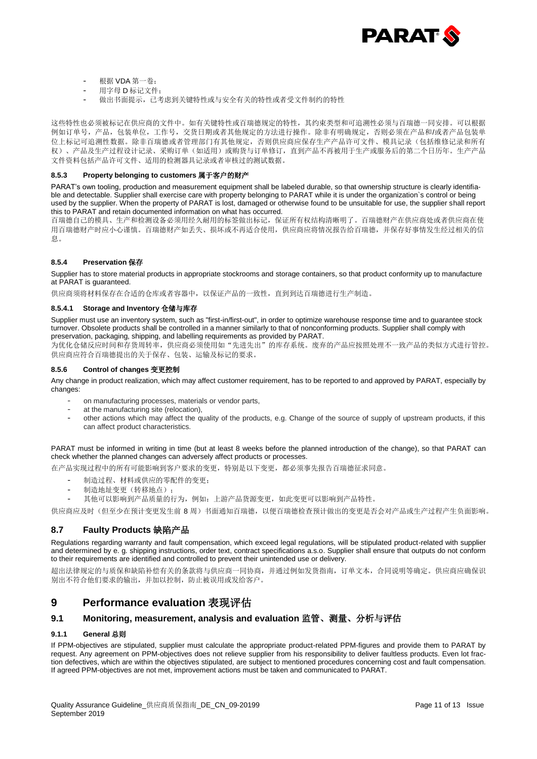- 根据 VDA 第一卷；
- 用字母 D 标记文件；
- 做出书面提示，已考虑到关键特性或与安全有关的特性或者受文件制约的特性

这些特性也必须被标记在供应商的文件中。如有关键特性或百瑞德规定的特性，其约束类型和可追溯性必须与百瑞德一同安排。可以根据例如订单号，产品，包装单位，工作号，交货日期或者其他规定的方法进行操作。除非有明确规定，否则必须在产品和/或者产品包装单位上标记可追溯性数据。除非百瑞德或者管理部门有其他规定，否则供应商应保存生产产品许可文件、模具记录（包括维修记录和所有权）、产品及生产过程设计记录、采购订单（如适用）或购货与订单修订，直到产品不再被用于生产或服务后的第二个日历年。生产产品文件资料包括产品许可文件、适用的检测器具记录或者审核过的测试数据。

#### 8.5.3 Property belonging to customers 属于客户的财产

PARAT's own tooling, production and measurement equipment shall be labeled durable, so that ownership structure is clearly identifiable and detectable. Supplier shall exercise care with property belonging to PARAT while it is under the organization`s control or being used by the supplier. When the property of PARAT is lost, damaged or otherwise found to be unsuitable for use, the supplier shall report this to PARAT and retain documented information on what has occurred.

百瑞德自己的模具、生产和检测设备必须用经久耐用的标签做出标记，保证所有权结构清晰明了。百瑞德财产在供应商处或者供应商在使用百瑞德财产时应小心谨慎。百瑞德财产如丢失、损坏或不再适合使用，供应商应将情况报告给百瑞德，并保存好事情发生经过相关的信息。

#### 8.5.4 Preservation 保存

Supplier has to store material products in appropriate stockrooms and storage containers, so that product conformity up to manufacture at PARAT is guaranteed.

供应商须将材料保存在合适的仓库或者容器中，以保证产品的一致性，直到到达百瑞德进行生产制造。

#### 8.5.4.1 Storage and Inventory 仓储与库存

Supplier must use an inventory system, such as "first-in/first-out", in order to optimize warehouse response time and to guarantee stock turnover. Obsolete products shall be controlled in a manner similarly to that of nonconforming products. Supplier shall comply with preservation, packaging, shipping, and labelling requirements as provided by PARAT.

为优化仓储反应时间和存货周转率，供应商必须使用如"先进先出"的库存系统。废弃的产品应按照处理不一致产品的类似方式进行管控。供应商应符合百瑞德提出的关于保存、包装、运输及标记的要求。

#### 8.5.6 Control of changes 变更控制

Any change in product realization, which may affect customer requirement, has to be reported to and approved by PARAT, especially by changes:

- on manufacturing processes, materials or vendor parts,
- at the manufacturing site (relocation),
- other actions which may affect the quality of the products, e.g. Change of the source of supply of upstream products, if this can affect product characteristics.

PARAT must be informed in writing in time (but at least 8 weeks before the planned introduction of the change), so that PARAT can check whether the planned changes can adversely affect products or processes.

在产品实现过程中的所有可能影响到客户要求的变更，特别是以下变更，都必须事先报告百瑞德征求同意。

- 制造过程、材料或供应的零配件的变更；
- 制造地址变更（转移地点）；
- 其他可以影响到产品质量的行为，例如：上游产品货源变更，如此变更可以影响到产品特性。

供应商应及时（但至少在预计变更发生前 8 周）书面通知百瑞德，以便百瑞德检查预计做出的变更是否会对产品或生产过程产生负面影响。

### 8.7 Faulty Products 缺陷产品

Regulations regarding warranty and fault compensation, which exceed legal regulations, will be stipulated product-related with supplier and determined by e. g. shipping instructions, order text, contract specifications a.s.o. Supplier shall ensure that outputs do not conform to their requirements are identified and controlled to prevent their unintended use or delivery.

超出法律规定的与质保和缺陷补偿有关的条款将与供应商一同协商，并通过例如发货指南，订单文本，合同说明等确定。供应商应确保识别出不符合他们要求的输出，并加以控制，防止被误用或发给客户。

## 9 Performance evaluation 表现评估

### 9.1 Monitoring, measurement, analysis and evaluation 监管、测量、分析与评估

#### 9.1.1 General 总则

If PPM-objectives are stipulated, supplier must calculate the appropriate product-related PPM-figures and provide them to PARAT by request. Any agreement on PPM-objectives does not relieve supplier from his responsibility to deliver faultless products. Even lot fraction defectives, which are within the objectives stipulated, are subject to mentioned procedures concerning cost and fault compensation. If agreed PPM-objectives are not met, improvement actions must be taken and communicated to PARAT.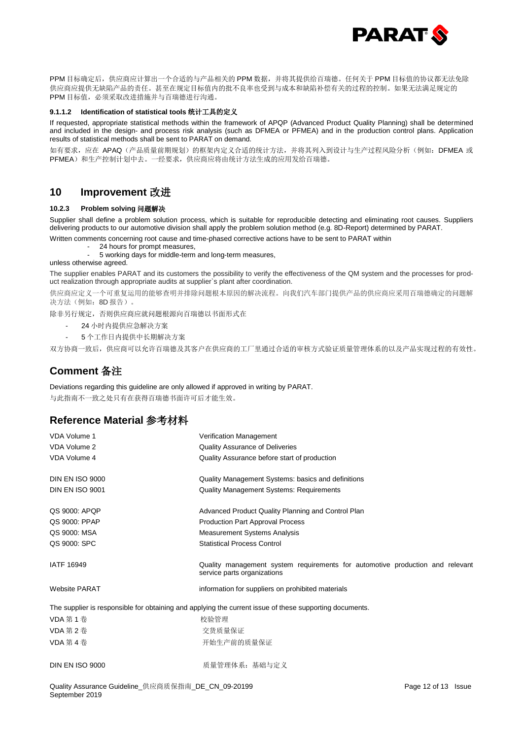PPM 目标确定后，供应商应计算出一个合适的与产品相关的 PPM 数据，并将其提供给百瑞德。任何关于 PPM 目标值的协议都无法免除供应商应提供无缺陷产品的责任。甚至在规定目标值内的批不良率也受到与成本和缺陷补偿有关的过程的控制。如果无法满足规定的 PPM 目标值，必须采取改进措施并与百瑞德进行沟通。

#### 9.1.1.2 Identification of statistical tools 统计工具的定义

If requested, appropriate statistical methods within the framework of APQP (Advanced Product Quality Planning) shall be determined and included in the design- and process risk analysis (such as DFMEA or PFMEA) and in the production control plans. Application results of statistical methods shall be sent to PARAT on demand.

如有要求，应在 APAQ（产品质量前期规划）的框架内定义合适的统计方法，并将其列入到设计与生产过程风险分析（例如：DFMEA 或 PFMEA）和生产控制计划中去。一经要求，供应商应将由统计方法生成的应用发给百瑞德。

## 10 Improvement 改进

#### 10.2.3 Problem solving 问题解决

Supplier shall define a problem solution process, which is suitable for reproducible detecting and eliminating root causes. Suppliers delivering products to our automotive division shall apply the problem solution method (e.g. 8D-Report) determined by PARAT.

Written comments concerning root cause and time-phased corrective actions have to be sent to PARAT within

- 24 hours for prompt measures,
- 5 working days for middle-term and long-term measures,

unless otherwise agreed.

The supplier enables PARAT and its customers the possibility to verify the effectiveness of the QM system and the processes for product realization through appropriate audits at supplier`s plant after coordination.

供应商应定义一个可重复运用的能够查明并排除问题根本原因的解决流程。向我们汽车部门提供产品的供应商应采用百瑞德确定的问题解决方法（例如：8D 报告）。

除非另行规定，否则供应商应就问题根源向百瑞德以书面形式在

- 24 小时内提供应急解决方案
- 5 个工作日内提供中长期解决方案

双方协商一致后，供应商可以允许百瑞德及其客户在供应商的工厂里通过合适的审核方式验证质量管理体系的以及产品实现过程的有效性。

## Comment 备注

Deviations regarding this guideline are only allowed if approved in writing by PARAT.

与此指南不一致之处只有在获得百瑞德书面许可后才能生效。

## Reference Material 参考材料

| | |
|---|---|
| VDA Volume 1 | Verification Management |
| VDA Volume 2 | Quality Assurance of Deliveries |
| VDA Volume 4 | Quality Assurance before start of production |
| DIN EN ISO 9000 | Quality Management Systems: basics and definitions |
| DIN EN ISO 9001 | Quality Management Systems: Requirements |
| QS 9000: APQP | Advanced Product Quality Planning and Control Plan |
| QS 9000: PPAP | Production Part Approval Process |
| QS 9000: MSA | Measurement Systems Analysis |
| QS 9000: SPC | Statistical Process Control |
| IATF 16949 | Quality management system requirements for automotive production and relevant service parts organizations |
| Website PARAT | information for suppliers on prohibited materials |

The supplier is responsible for obtaining and applying the current issue of these supporting documents.

| | |
|---|---|
| VDA 第 1 卷 | 校验管理 |
| VDA 第 2 卷 | 交货质量保证 |
| VDA 第 4 卷 | 开始生产前的质量保证 |
| DIN EN ISO 9000 | 质量管理体系：基础与定义 |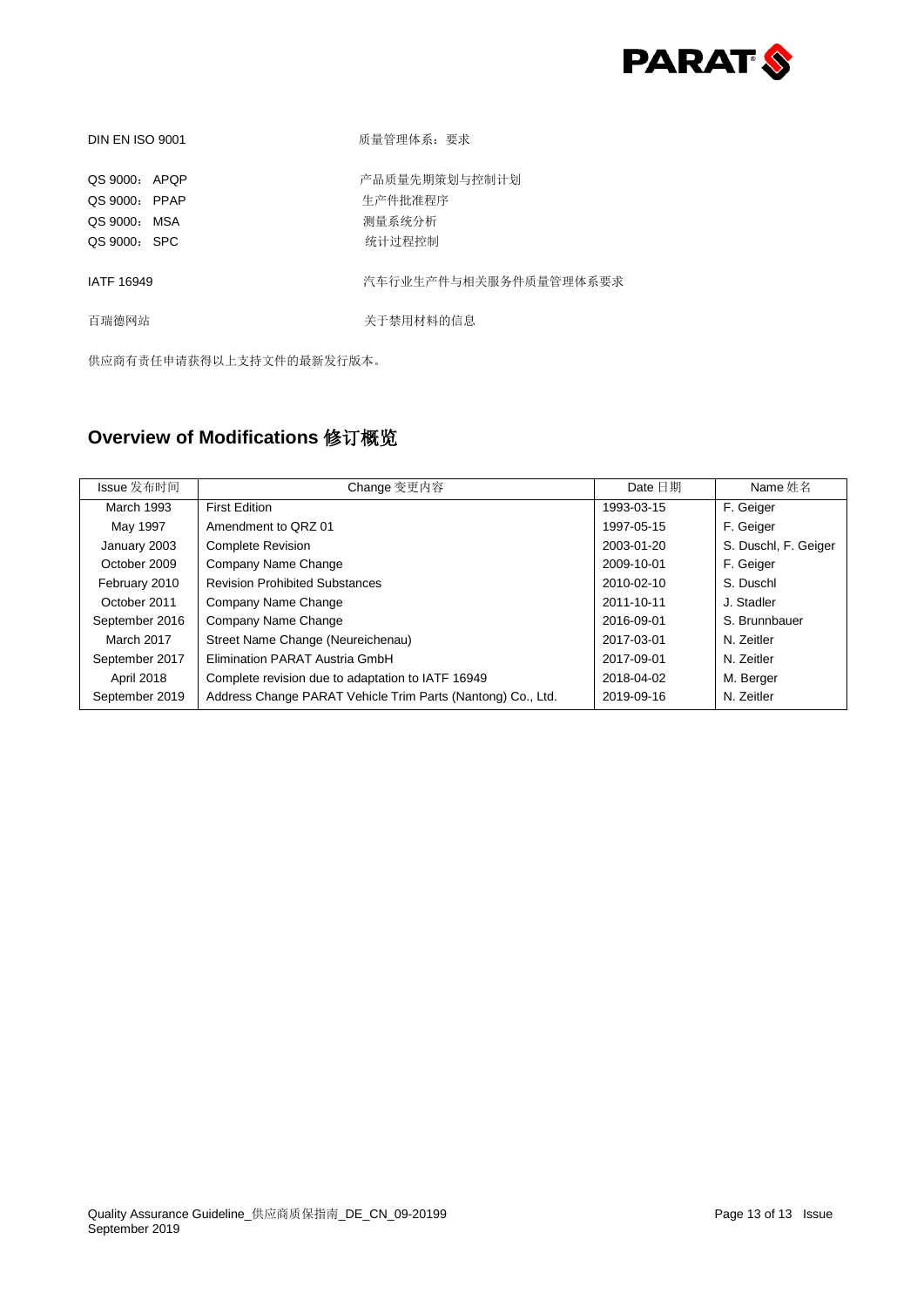| | |
|---|---|
| DIN EN ISO 9001 | 质量管理体系：要求 |
| QS 9000：APQP | 产品质量先期策划与控制计划 |
| QS 9000：PPAP | 生产件批准程序 |
| QS 9000：MSA | 测量系统分析 |
| QS 9000：SPC | 统计过程控制 |
| IATF 16949 | 汽车行业生产件与相关服务件质量管理体系要求 |
| 百瑞德网站 | 关于禁用材料的信息 |

供应商有责任申请获得以上支持文件的最新发行版本。

## Overview of Modifications 修订概览

| Issue 发布时间 | Change 变更内容 | Date 日期 | Name 姓名 |
|---|---|---|---|
| March 1993 | First Edition | 1993-03-15 | F. Geiger |
| May 1997 | Amendment to QRZ 01 | 1997-05-15 | F. Geiger |
| January 2003 | Complete Revision | 2003-01-20 | S. Duschl, F. Geiger |
| October 2009 | Company Name Change | 2009-10-01 | F. Geiger |
| February 2010 | Revision Prohibited Substances | 2010-02-10 | S. Duschl |
| October 2011 | Company Name Change | 2011-10-11 | J. Stadler |
| September 2016 | Company Name Change | 2016-09-01 | S. Brunnbauer |
| March 2017 | Street Name Change (Neureichenau) | 2017-03-01 | N. Zeitler |
| September 2017 | Elimination PARAT Austria GmbH | 2017-09-01 | N. Zeitler |
| April 2018 | Complete revision due to adaptation to IATF 16949 | 2018-04-02 | M. Berger |
| September 2019 | Address Change PARAT Vehicle Trim Parts (Nantong) Co., Ltd. | 2019-09-16 | N. Zeitler |